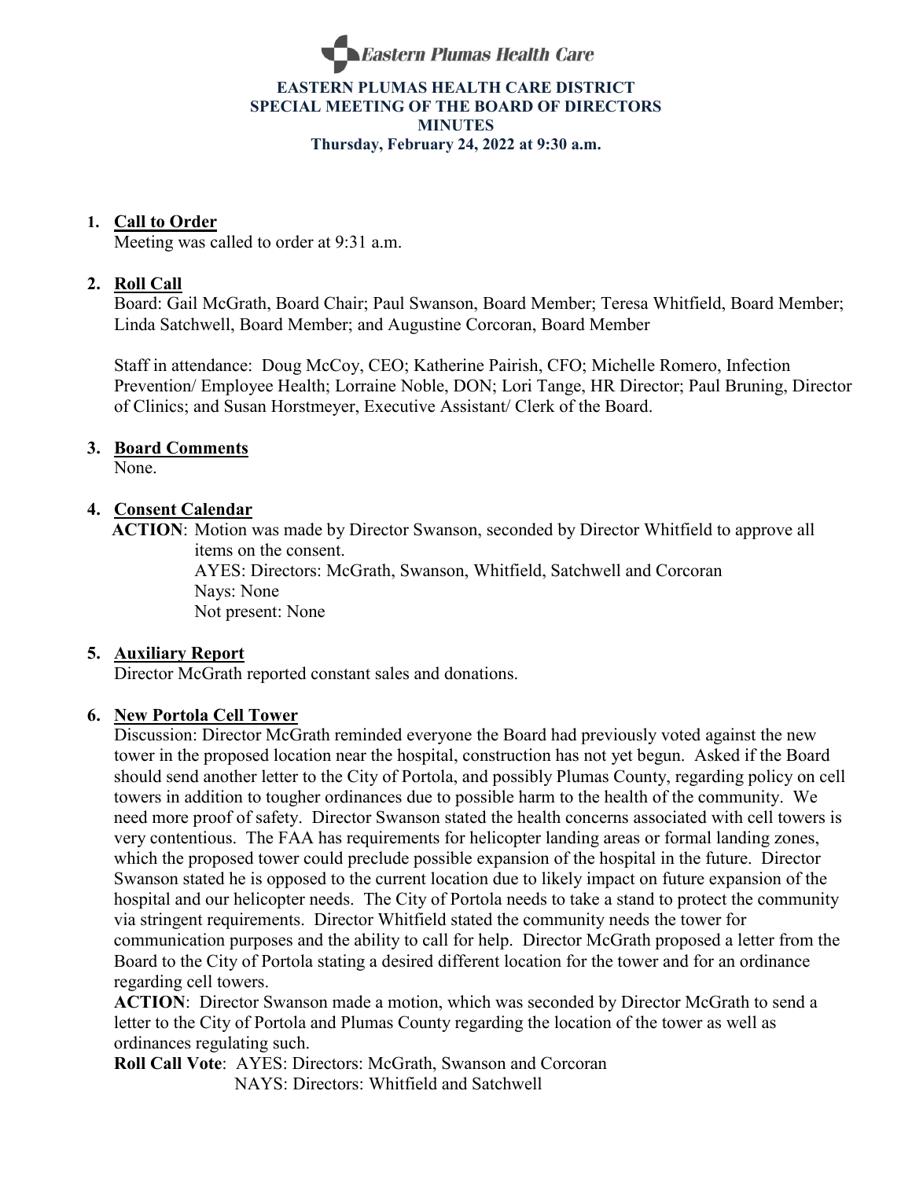**Eastern Plumas Health Care**

# EASTERN PLUMAS HEALTH CARE DISTRICT
## SPECIAL MEETING OF THE BOARD OF DIRECTORS
## MINUTES
### Thursday, February 24, 2022 at 9:30 a.m.

1. **Call to Order**

   Meeting was called to order at 9:31 a.m.

2. **Roll Call**

   Board: Gail McGrath, Board Chair; Paul Swanson, Board Member; Teresa Whitfield, Board Member; Linda Satchwell, Board Member; and Augustine Corcoran, Board Member

   Staff in attendance: Doug McCoy, CEO; Katherine Pairish, CFO; Michelle Romero, Infection Prevention/ Employee Health; Lorraine Noble, DON; Lori Tange, HR Director; Paul Bruning, Director of Clinics; and Susan Horstmeyer, Executive Assistant/ Clerk of the Board.

3. **Board Comments**

   None.

4. **Consent Calendar**

   **ACTION**: Motion was made by Director Swanson, seconded by Director Whitfield to approve all items on the consent.
   AYES: Directors: McGrath, Swanson, Whitfield, Satchwell and Corcoran
   Nays: None
   Not present: None

5. **Auxiliary Report**

   Director McGrath reported constant sales and donations.

6. **New Portola Cell Tower**

   Discussion: Director McGrath reminded everyone the Board had previously voted against the new tower in the proposed location near the hospital, construction has not yet begun. Asked if the Board should send another letter to the City of Portola, and possibly Plumas County, regarding policy on cell towers in addition to tougher ordinances due to possible harm to the health of the community. We need more proof of safety. Director Swanson stated the health concerns associated with cell towers is very contentious. The FAA has requirements for helicopter landing areas or formal landing zones, which the proposed tower could preclude possible expansion of the hospital in the future. Director Swanson stated he is opposed to the current location due to likely impact on future expansion of the hospital and our helicopter needs. The City of Portola needs to take a stand to protect the community via stringent requirements. Director Whitfield stated the community needs the tower for communication purposes and the ability to call for help. Director McGrath proposed a letter from the Board to the City of Portola stating a desired different location for the tower and for an ordinance regarding cell towers.

   **ACTION**: Director Swanson made a motion, which was seconded by Director McGrath to send a letter to the City of Portola and Plumas County regarding the location of the tower as well as ordinances regulating such.

   **Roll Call Vote**: AYES: Directors: McGrath, Swanson and Corcoran
   NAYS: Directors: Whitfield and Satchwell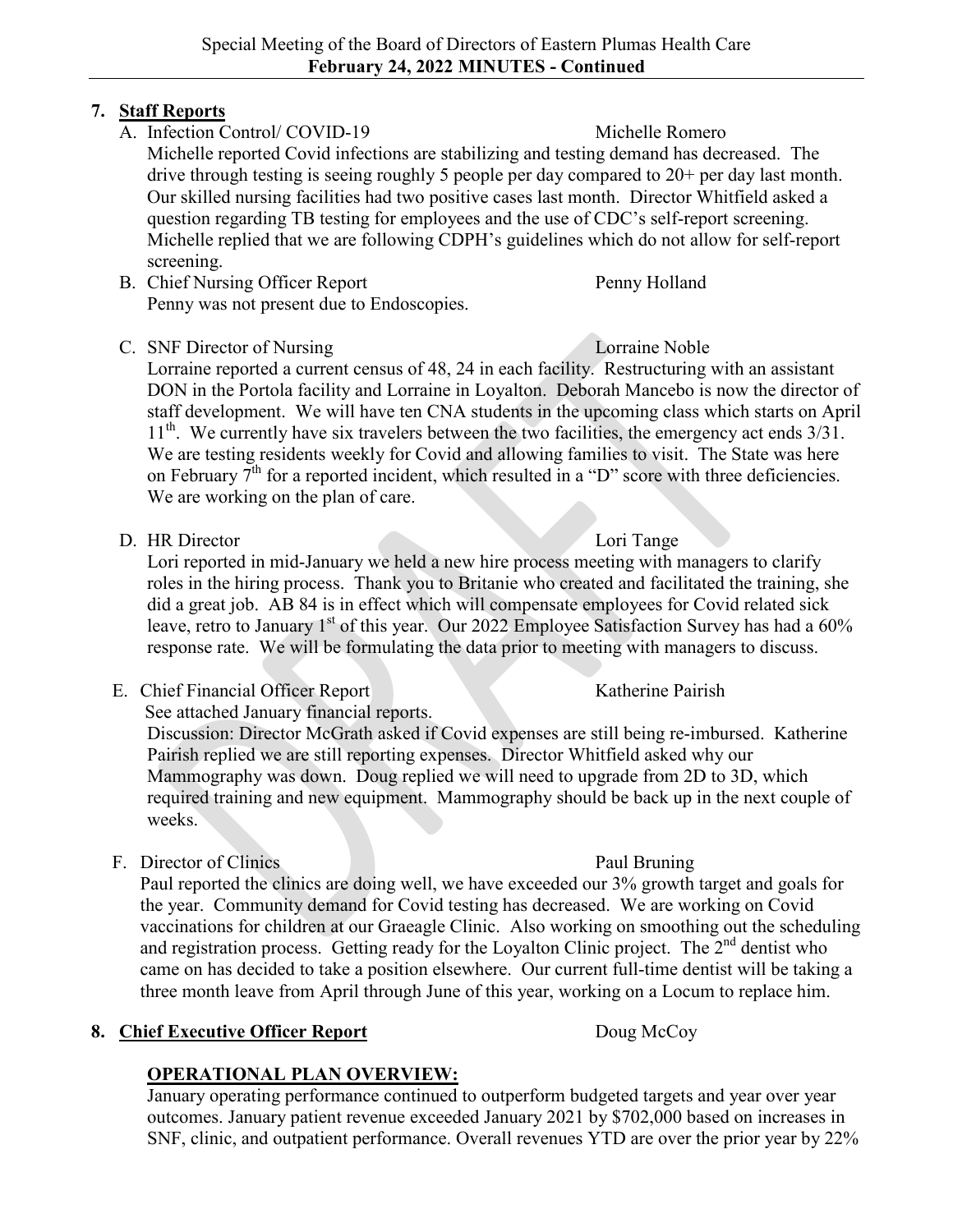## 7. Staff Reports

A. Infection Control/ COVID-19 — Michelle Romero

Michelle reported Covid infections are stabilizing and testing demand has decreased. The drive through testing is seeing roughly 5 people per day compared to 20+ per day last month. Our skilled nursing facilities had two positive cases last month. Director Whitfield asked a question regarding TB testing for employees and the use of CDC's self-report screening. Michelle replied that we are following CDPH's guidelines which do not allow for self-report screening.

B. Chief Nursing Officer Report — Penny Holland

Penny was not present due to Endoscopies.

C. SNF Director of Nursing — Lorraine Noble

Lorraine reported a current census of 48, 24 in each facility. Restructuring with an assistant DON in the Portola facility and Lorraine in Loyalton. Deborah Mancebo is now the director of staff development. We will have ten CNA students in the upcoming class which starts on April 11th. We currently have six travelers between the two facilities, the emergency act ends 3/31. We are testing residents weekly for Covid and allowing families to visit. The State was here on February 7th for a reported incident, which resulted in a "D" score with three deficiencies. We are working on the plan of care.

D. HR Director — Lori Tange

Lori reported in mid-January we held a new hire process meeting with managers to clarify roles in the hiring process. Thank you to Britanie who created and facilitated the training, she did a great job. AB 84 is in effect which will compensate employees for Covid related sick leave, retro to January 1st of this year. Our 2022 Employee Satisfaction Survey has had a 60% response rate. We will be formulating the data prior to meeting with managers to discuss.

E. Chief Financial Officer Report — Katherine Pairish

See attached January financial reports.

Discussion: Director McGrath asked if Covid expenses are still being re-imbursed. Katherine Pairish replied we are still reporting expenses. Director Whitfield asked why our Mammography was down. Doug replied we will need to upgrade from 2D to 3D, which required training and new equipment. Mammography should be back up in the next couple of weeks.

F. Director of Clinics — Paul Bruning

Paul reported the clinics are doing well, we have exceeded our 3% growth target and goals for the year. Community demand for Covid testing has decreased. We are working on Covid vaccinations for children at our Graeagle Clinic. Also working on smoothing out the scheduling and registration process. Getting ready for the Loyalton Clinic project. The 2nd dentist who came on has decided to take a position elsewhere. Our current full-time dentist will be taking a three month leave from April through June of this year, working on a Locum to replace him.

## 8. Chief Executive Officer Report — Doug McCoy

**OPERATIONAL PLAN OVERVIEW:**

January operating performance continued to outperform budgeted targets and year over year outcomes. January patient revenue exceeded January 2021 by $702,000 based on increases in SNF, clinic, and outpatient performance. Overall revenues YTD are over the prior year by 22%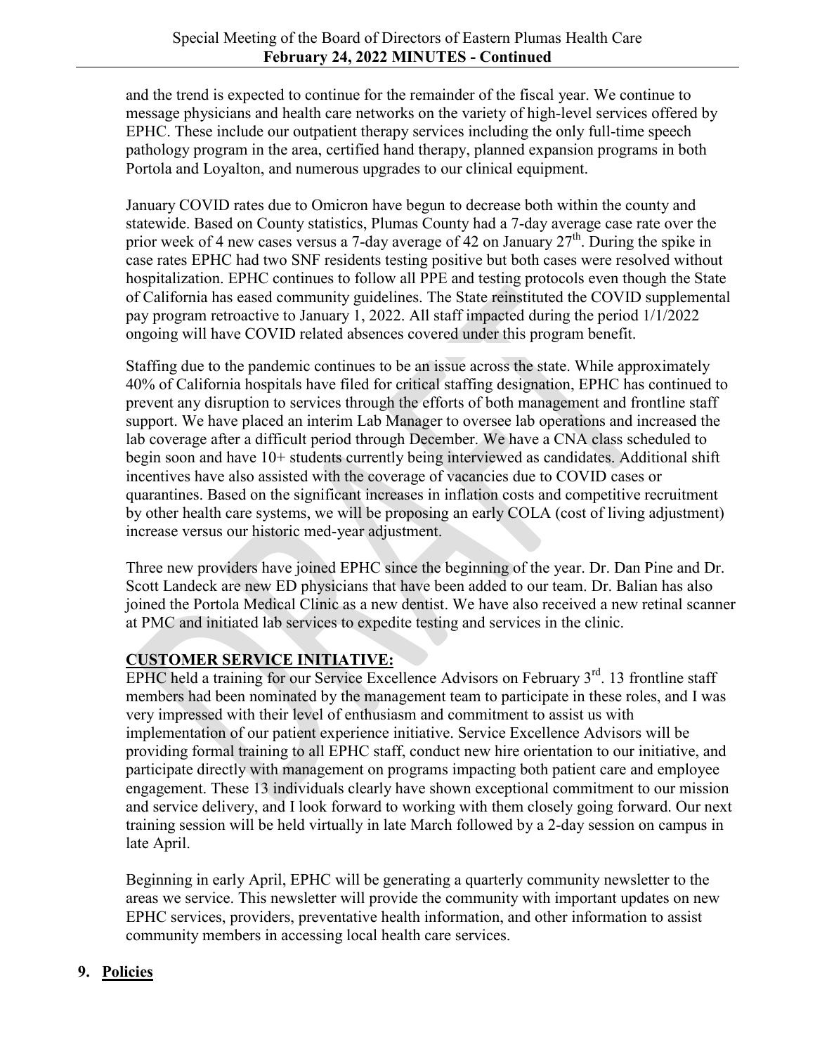and the trend is expected to continue for the remainder of the fiscal year. We continue to message physicians and health care networks on the variety of high-level services offered by EPHC. These include our outpatient therapy services including the only full-time speech pathology program in the area, certified hand therapy, planned expansion programs in both Portola and Loyalton, and numerous upgrades to our clinical equipment.

January COVID rates due to Omicron have begun to decrease both within the county and statewide. Based on County statistics, Plumas County had a 7-day average case rate over the prior week of 4 new cases versus a 7-day average of 42 on January 27th. During the spike in case rates EPHC had two SNF residents testing positive but both cases were resolved without hospitalization. EPHC continues to follow all PPE and testing protocols even though the State of California has eased community guidelines. The State reinstituted the COVID supplemental pay program retroactive to January 1, 2022. All staff impacted during the period 1/1/2022 ongoing will have COVID related absences covered under this program benefit.

Staffing due to the pandemic continues to be an issue across the state. While approximately 40% of California hospitals have filed for critical staffing designation, EPHC has continued to prevent any disruption to services through the efforts of both management and frontline staff support. We have placed an interim Lab Manager to oversee lab operations and increased the lab coverage after a difficult period through December. We have a CNA class scheduled to begin soon and have 10+ students currently being interviewed as candidates. Additional shift incentives have also assisted with the coverage of vacancies due to COVID cases or quarantines. Based on the significant increases in inflation costs and competitive recruitment by other health care systems, we will be proposing an early COLA (cost of living adjustment) increase versus our historic med-year adjustment.

Three new providers have joined EPHC since the beginning of the year. Dr. Dan Pine and Dr. Scott Landeck are new ED physicians that have been added to our team. Dr. Balian has also joined the Portola Medical Clinic as a new dentist. We have also received a new retinal scanner at PMC and initiated lab services to expedite testing and services in the clinic.

**CUSTOMER SERVICE INITIATIVE:**

EPHC held a training for our Service Excellence Advisors on February 3rd. 13 frontline staff members had been nominated by the management team to participate in these roles, and I was very impressed with their level of enthusiasm and commitment to assist us with implementation of our patient experience initiative. Service Excellence Advisors will be providing formal training to all EPHC staff, conduct new hire orientation to our initiative, and participate directly with management on programs impacting both patient care and employee engagement. These 13 individuals clearly have shown exceptional commitment to our mission and service delivery, and I look forward to working with them closely going forward. Our next training session will be held virtually in late March followed by a 2-day session on campus in late April.

Beginning in early April, EPHC will be generating a quarterly community newsletter to the areas we service. This newsletter will provide the community with important updates on new EPHC services, providers, preventative health information, and other information to assist community members in accessing local health care services.

**9. Policies**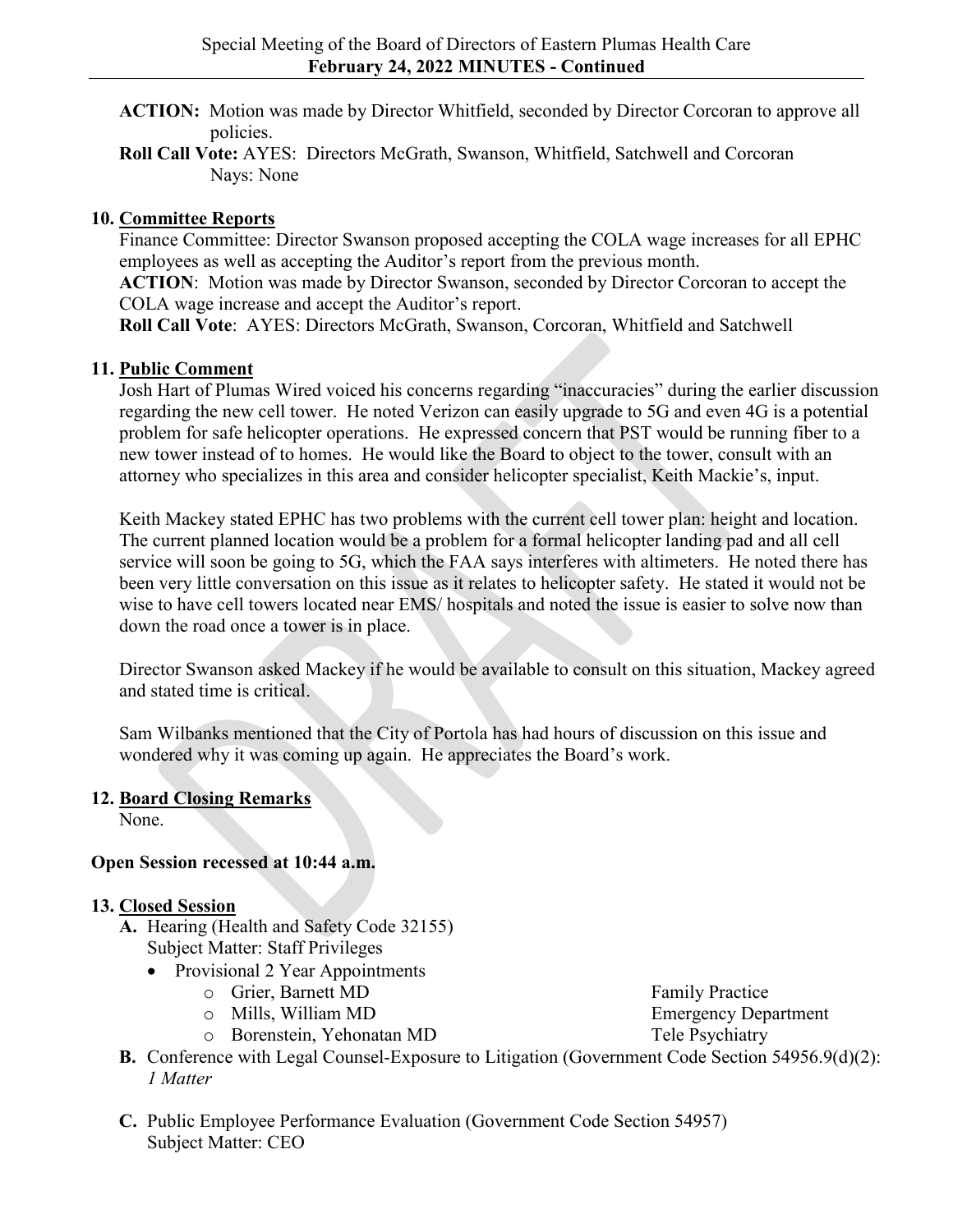**ACTION:** Motion was made by Director Whitfield, seconded by Director Corcoran to approve all policies.
**Roll Call Vote:** AYES: Directors McGrath, Swanson, Whitfield, Satchwell and Corcoran
Nays: None

**10. Committee Reports**

Finance Committee: Director Swanson proposed accepting the COLA wage increases for all EPHC employees as well as accepting the Auditor's report from the previous month.
**ACTION**: Motion was made by Director Swanson, seconded by Director Corcoran to accept the COLA wage increase and accept the Auditor's report.
**Roll Call Vote**: AYES: Directors McGrath, Swanson, Corcoran, Whitfield and Satchwell

**11. Public Comment**

Josh Hart of Plumas Wired voiced his concerns regarding "inaccuracies" during the earlier discussion regarding the new cell tower. He noted Verizon can easily upgrade to 5G and even 4G is a potential problem for safe helicopter operations. He expressed concern that PST would be running fiber to a new tower instead of to homes. He would like the Board to object to the tower, consult with an attorney who specializes in this area and consider helicopter specialist, Keith Mackie's, input.

Keith Mackey stated EPHC has two problems with the current cell tower plan: height and location. The current planned location would be a problem for a formal helicopter landing pad and all cell service will soon be going to 5G, which the FAA says interferes with altimeters. He noted there has been very little conversation on this issue as it relates to helicopter safety. He stated it would not be wise to have cell towers located near EMS/ hospitals and noted the issue is easier to solve now than down the road once a tower is in place.

Director Swanson asked Mackey if he would be available to consult on this situation, Mackey agreed and stated time is critical.

Sam Wilbanks mentioned that the City of Portola has had hours of discussion on this issue and wondered why it was coming up again. He appreciates the Board's work.

**12. Board Closing Remarks**

None.

**Open Session recessed at 10:44 a.m.**

**13. Closed Session**

**A.** Hearing (Health and Safety Code 32155)
Subject Matter: Staff Privileges
- Provisional 2 Year Appointments
  - Grier, Barnett MD — Family Practice
  - Mills, William MD — Emergency Department
  - Borenstein, Yehonatan MD — Tele Psychiatry

**B.** Conference with Legal Counsel-Exposure to Litigation (Government Code Section 54956.9(d)(2): *1 Matter*

**C.** Public Employee Performance Evaluation (Government Code Section 54957)
Subject Matter: CEO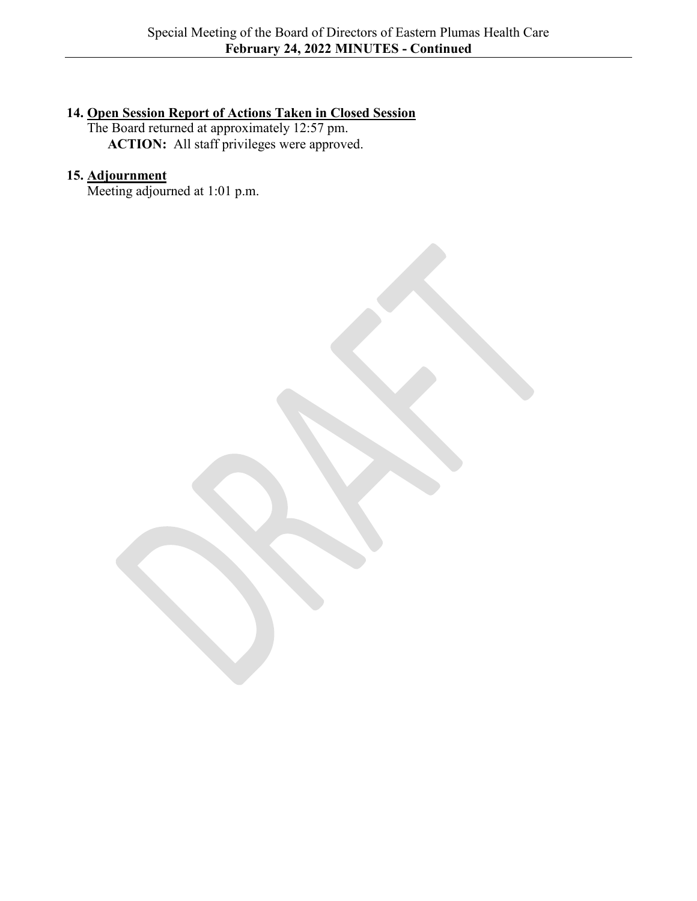**14. Open Session Report of Actions Taken in Closed Session**

The Board returned at approximately 12:57 pm.

**ACTION:** All staff privileges were approved.

**15. Adjournment**

Meeting adjourned at 1:01 p.m.